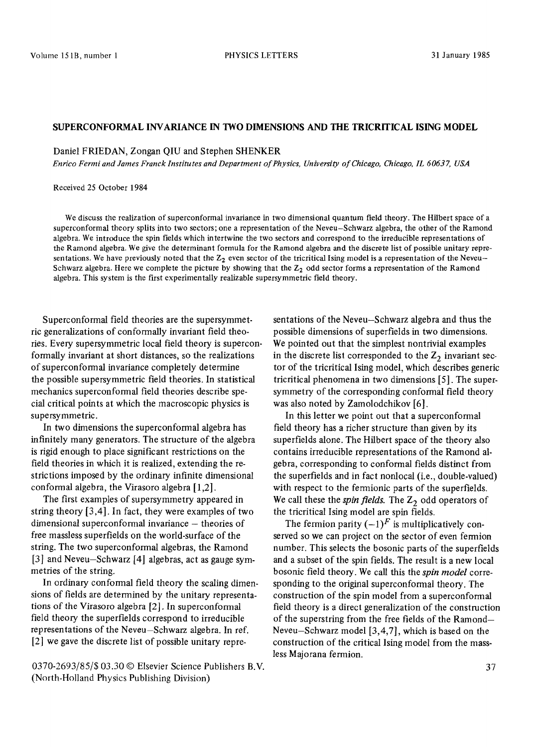# SUPERCONFORMAL INVARIANCE IN TWO DIMENSIONS AND THE TRICRITICAL ISING MODEL

Daniel FRIEDAN, Zongan QIU and Stephen SHENKER

*Enrico Fermi and James Franck Institutes and Department of Physics, University of Chicago, Chicago, IL 60637, USA*

Received 25 October 1984

We discuss the realization of superconformal invariance in two dimensional quantum field theory. The Hilbert space of a superconformal theory splits into two sectors; one a representation of the Neveu–Schwarz algebra, the other of the Ramond algebra. We introduce the spin fields which intertwine the two sectors and correspond to the irreducible representations of the Ramond algebra. We give the determinant formula for the Ramond algebra and the discrete list of possible unitary representations. We have previously noted that the $Z_2$ even sector of the tricritical Ising model is a representation of the Neveu–Schwarz algebra. Here we complete the picture by showing that the $Z_2$ odd sector forms a representation of the Ramond algebra. This system is the first experimentally realizable supersymmetric field theory.

Superconformal field theories are the supersymmetric generalizations of conformally invariant field theories. Every supersymmetric local field theory is superconformally invariant at short distances, so the realizations of superconformal invariance completely determine the possible supersymmetric field theories. In statistical mechanics superconformal field theories describe special critical points at which the macroscopic physics is supersymmetric.

In two dimensions the superconformal algebra has infinitely many generators. The structure of the algebra is rigid enough to place significant restrictions on the field theories in which it is realized, extending the restrictions imposed by the ordinary infinite dimensional conformal algebra, the Virasoro algebra [1,2].

The first examples of supersymmetry appeared in string theory [3,4]. In fact, they were examples of two dimensional superconformal invariance – theories of free massless superfields on the world-surface of the string. The two superconformal algebras, the Ramond [3] and Neveu–Schwarz [4] algebras, act as gauge symmetries of the string.

In ordinary conformal field theory the scaling dimensions of fields are determined by the unitary representations of the Virasoro algebra [2]. In superconformal field theory the superfields correspond to irreducible representations of the Neveu–Schwarz algebra. In ref. [2] we gave the discrete list of possible unitary representations of the Neveu–Schwarz algebra and thus the possible dimensions of superfields in two dimensions. We pointed out that the simplest nontrivial examples in the discrete list corresponded to the $Z_2$ invariant sector of the tricritical Ising model, which describes generic tricritical phenomena in two dimensions [5]. The supersymmetry of the corresponding conformal field theory was also noted by Zamolodchikov [6].

In this letter we point out that a superconformal field theory has a richer structure than given by its superfields alone. The Hilbert space of the theory also contains irreducible representations of the Ramond algebra, corresponding to conformal fields distinct from the superfields and in fact nonlocal (i.e., double-valued) with respect to the fermionic parts of the superfields. We call these the *spin fields*. The $Z_2$ odd operators of the tricritical Ising model are spin fields.

The fermion parity $(-1)^F$ is multiplicatively conserved so we can project on the sector of even fermion number. This selects the bosonic parts of the superfields and a subset of the spin fields. The result is a new local bosonic field theory. We call this the *spin model* corresponding to the original superconformal theory. The construction of the spin model from a superconformal field theory is a direct generalization of the construction of the superstring from the free fields of the Ramond–Neveu–Schwarz model [3,4,7], which is based on the construction of the critical Ising model from the massless Majorana fermion.

0370-2693/85/$ 03.30 © Elsevier Science Publishers B.V.
(North-Holland Physics Publishing Division)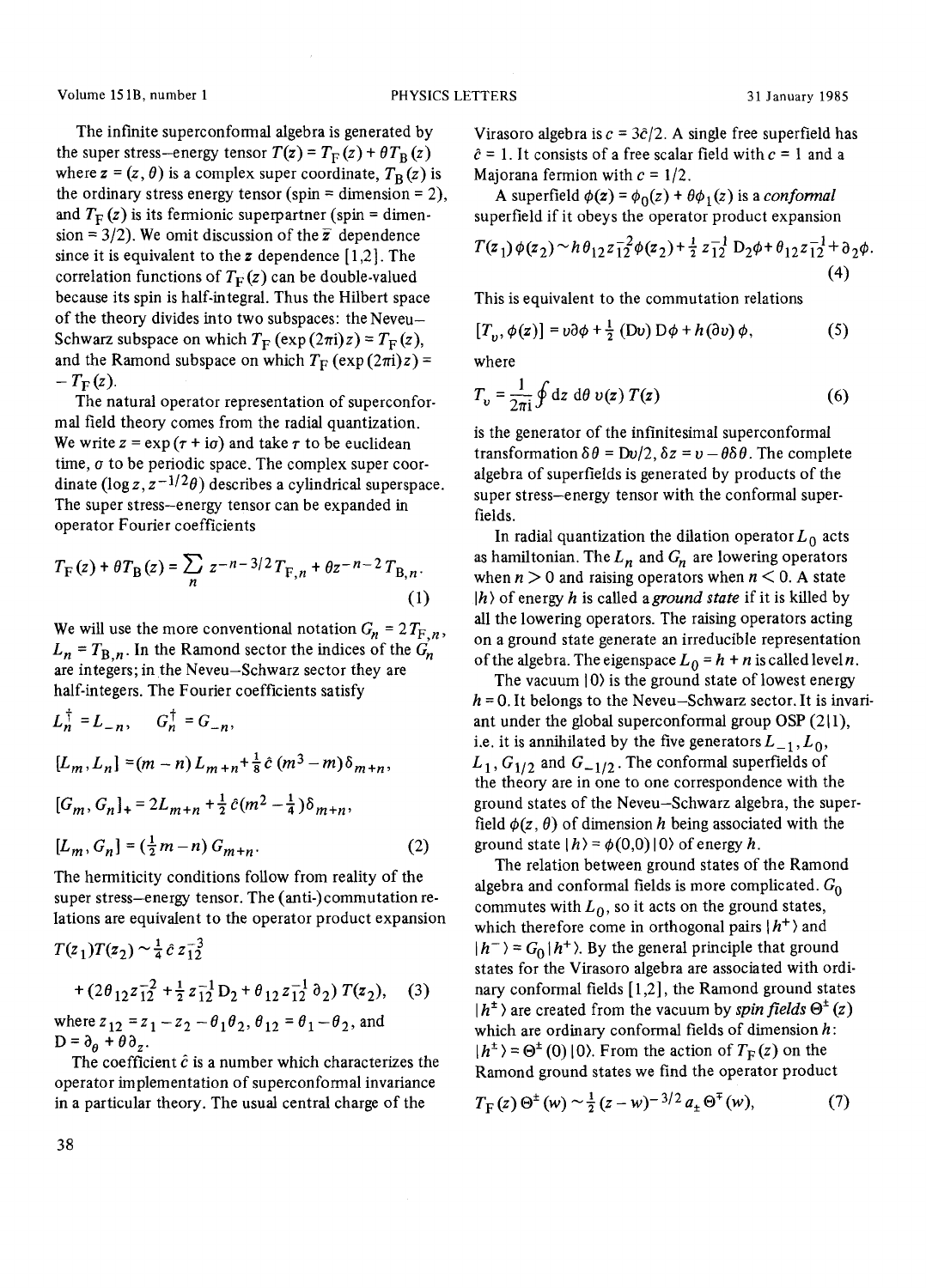The infinite superconformal algebra is generated by the super stress–energy tensor $T(\mathbf{z}) = T_F(z) + \theta T_B(z)$ where $\mathbf{z} = (z, \theta)$ is a complex super coordinate, $T_B(z)$ is the ordinary stress energy tensor (spin = dimension = 2), and $T_F(z)$ is its fermionic superpartner (spin = dimension = 3/2). We omit discussion of the $\bar{z}$ dependence since it is equivalent to the $z$ dependence [1,2]. The correlation functions of $T_F(z)$ can be double-valued because its spin is half-integral. Thus the Hilbert space of the theory divides into two subspaces: the Neveu–Schwarz subspace on which $T_F(\exp(2\pi i)z) = T_F(z)$, and the Ramond subspace on which $T_F(\exp(2\pi i)z) = -T_F(z)$.

The natural operator representation of superconformal field theory comes from the radial quantization. We write $z = \exp(\tau + i\sigma)$ and take $\tau$ to be euclidean time, $\sigma$ to be periodic space. The complex super coordinate $(\log z, z^{-1/2}\theta)$ describes a cylindrical superspace. The super stress–energy tensor can be expanded in operator Fourier coefficients

$$T_F(z) + \theta T_B(z) = \sum_n z^{-n-3/2} T_{F,n} + \theta z^{-n-2} T_{B,n}. \tag{1}$$

We will use the more conventional notation $G_n = 2T_{F,n}$, $L_n = T_{B,n}$. In the Ramond sector the indices of the $G_n$ are integers; in the Neveu–Schwarz sector they are half-integers. The Fourier coefficients satisfy

$$L_n^\dagger = L_{-n}, \qquad G_n^\dagger = G_{-n},$$

$$[L_m, L_n] = (m-n) L_{m+n} + \tfrac{1}{8}\hat{c}(m^3 - m)\delta_{m+n},$$

$$[G_m, G_n]_+ = 2L_{m+n} + \tfrac{1}{2}\hat{c}(m^2 - \tfrac{1}{4})\delta_{m+n},$$

$$[L_m, G_n] = (\tfrac{1}{2}m - n) G_{m+n}. \tag{2}$$

The hermiticity conditions follow from reality of the super stress–energy tensor. The (anti-)commutation relations are equivalent to the operator product expansion

$$T(\mathbf{z}_1)T(\mathbf{z}_2) \sim \tfrac{1}{4}\hat{c}\, z_{12}^{-3} + (2\theta_{12} z_{12}^{-2} + \tfrac{1}{2} z_{12}^{-1} \mathrm{D}_2 + \theta_{12} z_{12}^{-1} \partial_2)\, T(\mathbf{z}_2), \tag{3}$$

where $z_{12} = z_1 - z_2 - \theta_1\theta_2$, $\theta_{12} = \theta_1 - \theta_2$, and $\mathrm{D} = \partial_\theta + \theta\partial_z$.

The coefficient $\hat{c}$ is a number which characterizes the operator implementation of superconformal invariance in a particular theory. The usual central charge of the Virasoro algebra is $c = 3\hat{c}/2$. A single free superfield has $\hat{c} = 1$. It consists of a free scalar field with $c = 1$ and a Majorana fermion with $c = 1/2$.

A superfield $\phi(\mathbf{z}) = \phi_0(z) + \theta\phi_1(z)$ is a *conformal* superfield if it obeys the operator product expansion

$$T(\mathbf{z}_1)\phi(\mathbf{z}_2) \sim h\theta_{12} z_{12}^{-2} \phi(\mathbf{z}_2) + \tfrac{1}{2} z_{12}^{-1} \mathrm{D}_2\phi + \theta_{12} z_{12}^{-1} \partial_2\phi. \tag{4}$$

This is equivalent to the commutation relations

$$[T_v, \phi(\mathbf{z})] = v\partial\phi + \tfrac{1}{2}(\mathrm{D}v)\mathrm{D}\phi + h(\partial v)\phi, \tag{5}$$

where

$$T_v = \frac{1}{2\pi i}\oint \mathrm{d}z\, \mathrm{d}\theta\, v(\mathbf{z})\, T(\mathbf{z}) \tag{6}$$

is the generator of the infinitesimal superconformal transformation $\delta\theta = \mathrm{D}v/2$, $\delta z = v - \theta\delta\theta$. The complete algebra of superfields is generated by products of the super stress–energy tensor with the conformal superfields.

In radial quantization the dilation operator $L_0$ acts as hamiltonian. The $L_n$ and $G_n$ are lowering operators when $n > 0$ and raising operators when $n < 0$. A state $|h\rangle$ of energy $h$ is called a *ground state* if it is killed by all the lowering operators. The raising operators acting on a ground state generate an irreducible representation of the algebra. The eigenspace $L_0 = h + n$ is called level $n$.

The vacuum $|0\rangle$ is the ground state of lowest energy $h = 0$. It belongs to the Neveu–Schwarz sector. It is invariant under the global superconformal group OSP(2|1), i.e. it is annihilated by the five generators $L_{-1}, L_0, L_1, G_{1/2}$ and $G_{-1/2}$. The conformal superfields of the theory are in one to one correspondence with the ground states of the Neveu–Schwarz algebra, the superfield $\phi(z, \theta)$ of dimension $h$ being associated with the ground state $|h\rangle = \phi(0,0)|0\rangle$ of energy $h$.

The relation between ground states of the Ramond algebra and conformal fields is more complicated. $G_0$ commutes with $L_0$, so it acts on the ground states, which therefore come in orthogonal pairs $|h^+\rangle$ and $|h^-\rangle = G_0|h^+\rangle$. By the general principle that ground states for the Virasoro algebra are associated with ordinary conformal fields [1,2], the Ramond ground states $|h^\pm\rangle$ are created from the vacuum by *spin fields* $\Theta^\pm(z)$ which are ordinary conformal fields of dimension $h$: $|h^\pm\rangle = \Theta^\pm(0)|0\rangle$. From the action of $T_F(z)$ on the Ramond ground states we find the operator product

$$T_F(z)\,\Theta^\pm(w) \sim \tfrac{1}{2}(z-w)^{-3/2} a_\pm \Theta^\mp(w), \tag{7}$$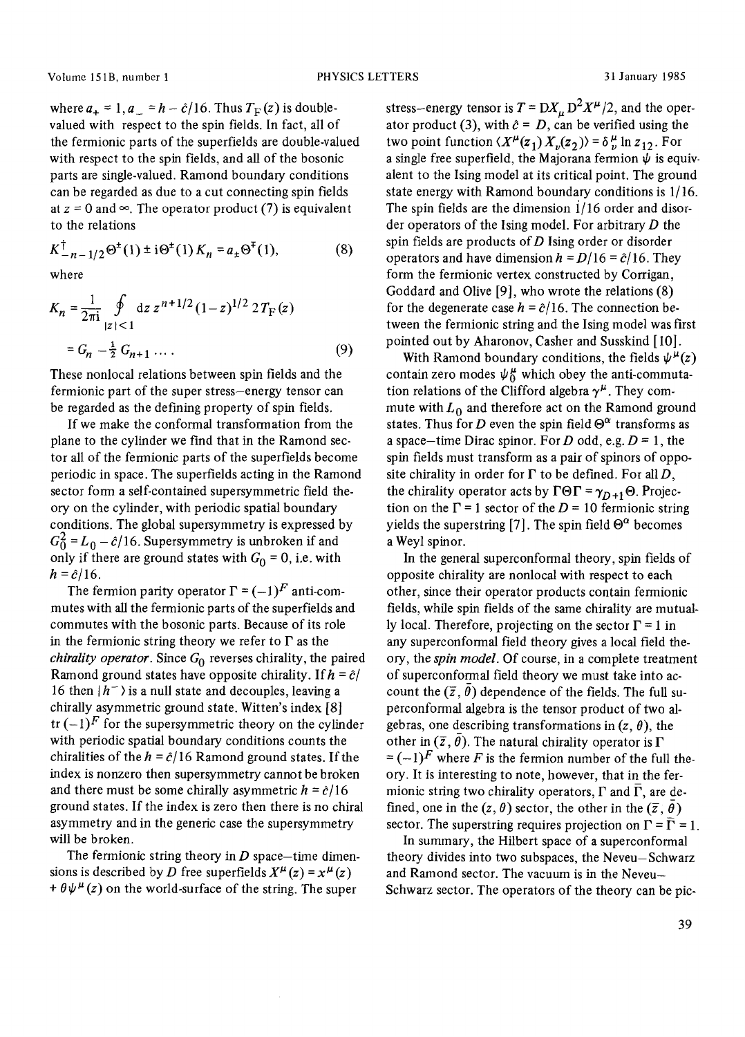where $a_+ = 1, a_- = h - \hat{c}/16$. Thus $T_F(z)$ is double-valued with respect to the spin fields. In fact, all of the fermionic parts of the superfields are double-valued with respect to the spin fields, and all of the bosonic parts are single-valued. Ramond boundary conditions can be regarded as due to a cut connecting spin fields at $z = 0$ and $\infty$. The operator product (7) is equivalent to the relations

$$K^\dagger_{-n-1/2}\Theta^\pm(1) \pm \mathrm{i}\Theta^\pm(1)\, K_n = a_\pm \Theta^\mp(1), \tag{8}$$

where

$$K_n = \frac{1}{2\pi \mathrm{i}} \oint_{|z|<1} \mathrm{d}z\, z^{n+1/2}(1-z)^{1/2}\, 2T_F(z)$$
$$= G_n - \tfrac{1}{2} G_{n+1} \ldots . \tag{9}$$

These nonlocal relations between spin fields and the fermionic part of the super stress–energy tensor can be regarded as the defining property of spin fields.

If we make the conformal transformation from the plane to the cylinder we find that in the Ramond sector all of the fermionic parts of the superfields become periodic in space. The superfields acting in the Ramond sector form a self-contained supersymmetric field theory on the cylinder, with periodic spatial boundary conditions. The global supersymmetry is expressed by $G_0^2 = L_0 - \hat{c}/16$. Supersymmetry is unbroken if and only if there are ground states with $G_0 = 0$, i.e. with $h = \hat{c}/16$.

The fermion parity operator $\Gamma = (-1)^F$ anti-commutes with all the fermionic parts of the superfields and commutes with the bosonic parts. Because of its role in the fermionic string theory we refer to $\Gamma$ as the *chirality operator*. Since $G_0$ reverses chirality, the paired Ramond ground states have opposite chirality. If $h = \hat{c}/16$ then $|h^-\rangle$ is a null state and decouples, leaving a chirally asymmetric ground state. Witten's index [8] $\mathrm{tr}\,(-1)^F$ for the supersymmetric theory on the cylinder with periodic spatial boundary conditions counts the chiralities of the $h = \hat{c}/16$ Ramond ground states. If the index is nonzero then supersymmetry cannot be broken and there must be some chirally asymmetric $h = \hat{c}/16$ ground states. If the index is zero then there is no chiral asymmetry and in the generic case the supersymmetry will be broken.

The fermionic string theory in $D$ space–time dimensions is described by $D$ free superfields $X^\mu(z) = x^\mu(z) + \theta\psi^\mu(z)$ on the world-surface of the string. The super stress–energy tensor is $T = \mathrm{D}X_\mu \mathrm{D}^2 X^\mu/2$, and the operator product (3), with $\hat{c} = D$, can be verified using the two point function $\langle X^\mu(z_1)\, X_\nu(z_2)\rangle = \delta^\mu_\nu \ln z_{12}$. For a single free superfield, the Majorana fermion $\psi$ is equivalent to the Ising model at its critical point. The ground state energy with Ramond boundary conditions is $1/16$. The spin fields are the dimension $1/16$ order and disorder operators of the Ising model. For arbitrary $D$ the spin fields are products of $D$ Ising order or disorder operators and have dimension $h = D/16 = \hat{c}/16$. They form the fermionic vertex constructed by Corrigan, Goddard and Olive [9], who wrote the relations (8) for the degenerate case $h = \hat{c}/16$. The connection between the fermionic string and the Ising model was first pointed out by Aharonov, Casher and Susskind [10].

With Ramond boundary conditions, the fields $\psi^\mu(z)$ contain zero modes $\psi_0^\mu$ which obey the anti-commutation relations of the Clifford algebra $\gamma^\mu$. They commute with $L_0$ and therefore act on the Ramond ground states. Thus for $D$ even the spin field $\Theta^\alpha$ transforms as a space–time Dirac spinor. For $D$ odd, e.g. $D = 1$, the spin fields must transform as a pair of spinors of opposite chirality in order for $\Gamma$ to be defined. For all $D$, the chirality operator acts by $\Gamma\Theta\Gamma = \gamma_{D+1}\Theta$. Projection on the $\Gamma = 1$ sector of the $D = 10$ fermionic string yields the superstring [7]. The spin field $\Theta^\alpha$ becomes a Weyl spinor.

In the general superconformal theory, spin fields of opposite chirality are nonlocal with respect to each other, since their operator products contain fermionic fields, while spin fields of the same chirality are mutually local. Therefore, projecting on the sector $\Gamma = 1$ in any superconformal field theory gives a local field theory, the *spin model*. Of course, in a complete treatment of superconformal field theory we must take into account the $(\bar{z}, \bar{\theta})$ dependence of the fields. The full superconformal algebra is the tensor product of two algebras, one describing transformations in $(z, \theta)$, the other in $(\bar{z}, \bar{\theta})$. The natural chirality operator is $\Gamma = (-1)^F$ where $F$ is the fermion number of the full theory. It is interesting to note, however, that in the fermionic string two chirality operators, $\Gamma$ and $\bar{\Gamma}$, are defined, one in the $(z, \theta)$ sector, the other in the $(\bar{z}, \bar{\theta})$ sector. The superstring requires projection on $\Gamma = \bar{\Gamma} = 1$.

In summary, the Hilbert space of a superconformal theory divides into two subspaces, the Neveu–Schwarz and Ramond sector. The vacuum is in the Neveu–Schwarz sector. The operators of the theory can be pic-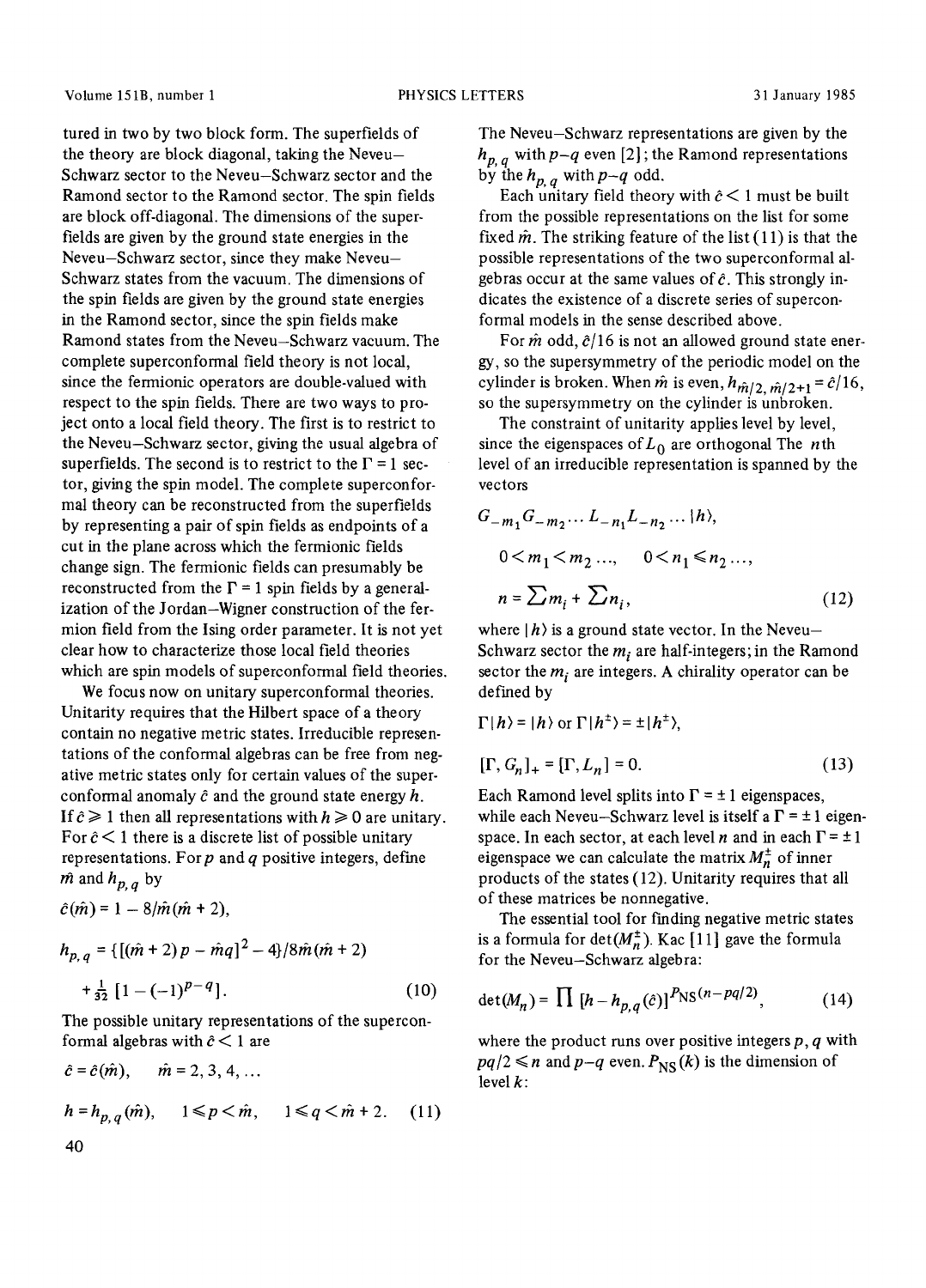tured in two by two block form. The superfields of the theory are block diagonal, taking the Neveu–Schwarz sector to the Neveu–Schwarz sector and the Ramond sector to the Ramond sector. The spin fields are block off-diagonal. The dimensions of the superfields are given by the ground state energies in the Neveu–Schwarz sector, since they make Neveu–Schwarz states from the vacuum. The dimensions of the spin fields are given by the ground state energies in the Ramond sector, since the spin fields make Ramond states from the Neveu–Schwarz vacuum. The complete superconformal field theory is not local, since the fermionic operators are double-valued with respect to the spin fields. There are two ways to project onto a local field theory. The first is to restrict to the Neveu–Schwarz sector, giving the usual algebra of superfields. The second is to restrict to the $\Gamma = 1$ sector, giving the spin model. The complete superconformal theory can be reconstructed from the superfields by representing a pair of spin fields as endpoints of a cut in the plane across which the fermionic fields change sign. The fermionic fields can presumably be reconstructed from the $\Gamma = 1$ spin fields by a generalization of the Jordan–Wigner construction of the fermion field from the Ising order parameter. It is not yet clear how to characterize those local field theories which are spin models of superconformal field theories.

We focus now on unitary superconformal theories. Unitarity requires that the Hilbert space of a theory contain no negative metric states. Irreducible representations of the conformal algebras can be free from negative metric states only for certain values of the superconformal anomaly $\hat{c}$ and the ground state energy $h$. If $\hat{c} \geqslant 1$ then all representations with $h \geqslant 0$ are unitary. For $\hat{c} < 1$ there is a discrete list of possible unitary representations. For $p$ and $q$ positive integers, define $\hat{m}$ and $h_{p,q}$ by

$$\hat{c}(\hat{m}) = 1 - 8/\hat{m}(\hat{m}+2),$$

$$h_{p,q} = \{[(\hat{m}+2)p - \hat{m}q]^2 - 4\}/8\hat{m}(\hat{m}+2) + \tfrac{1}{32}\,[1-(-1)^{p-q}]. \tag{10}$$

The possible unitary representations of the superconformal algebras with $\hat{c} < 1$ are

$$\hat{c} = \hat{c}(\hat{m}), \qquad \hat{m} = 2, 3, 4, \ldots$$

$$h = h_{p,q}(\hat{m}), \qquad 1 \leqslant p < \hat{m}, \qquad 1 \leqslant q < \hat{m}+2. \tag{11}$$

The Neveu–Schwarz representations are given by the $h_{p,q}$ with $p-q$ even [2]; the Ramond representations by the $h_{p,q}$ with $p-q$ odd.

Each unitary field theory with $\hat{c} < 1$ must be built from the possible representations on the list for some fixed $\hat{m}$. The striking feature of the list (11) is that the possible representations of the two superconformal algebras occur at the same values of $\hat{c}$. This strongly indicates the existence of a discrete series of superconformal models in the sense described above.

For $\hat{m}$ odd, $\hat{c}/16$ is not an allowed ground state energy, so the supersymmetry of the periodic model on the cylinder is broken. When $\hat{m}$ is even, $h_{\hat{m}/2,\,\hat{m}/2+1} = \hat{c}/16$, so the supersymmetry on the cylinder is unbroken.

The constraint of unitarity applies level by level, since the eigenspaces of $L_0$ are orthogonal The $n$th level of an irreducible representation is spanned by the vectors

$$G_{-m_1}G_{-m_2}\ldots L_{-n_1}L_{-n_2}\ldots|h\rangle,$$

$$0 < m_1 < m_2 \ldots, \qquad 0 < n_1 \leqslant n_2 \ldots,$$

$$n = \sum m_i + \sum n_i, \tag{12}$$

where $|h\rangle$ is a ground state vector. In the Neveu–Schwarz sector the $m_i$ are half-integers; in the Ramond sector the $m_i$ are integers. A chirality operator can be defined by

$$\Gamma|h\rangle = |h\rangle \text{ or } \Gamma|h^{\pm}\rangle = \pm|h^{\pm}\rangle,$$

$$[\Gamma, G_n]_+ = [\Gamma, L_n] = 0. \tag{13}$$

Each Ramond level splits into $\Gamma = \pm 1$ eigenspaces, while each Neveu–Schwarz level is itself a $\Gamma = \pm 1$ eigenspace. In each sector, at each level $n$ and in each $\Gamma = \pm 1$ eigenspace we can calculate the matrix $M_n^{\pm}$ of inner products of the states (12). Unitarity requires that all of these matrices be nonnegative.

The essential tool for finding negative metric states is a formula for $\det(M_n^{\pm})$. Kac [11] gave the formula for the Neveu–Schwarz algebra:

$$\det(M_n) = \prod\,[h - h_{p,q}(\hat{c})]^{P_{\mathrm{NS}}(n-pq/2)}, \tag{14}$$

where the product runs over positive integers $p, q$ with $pq/2 \leqslant n$ and $p-q$ even. $P_{\mathrm{NS}}(k)$ is the dimension of level $k$: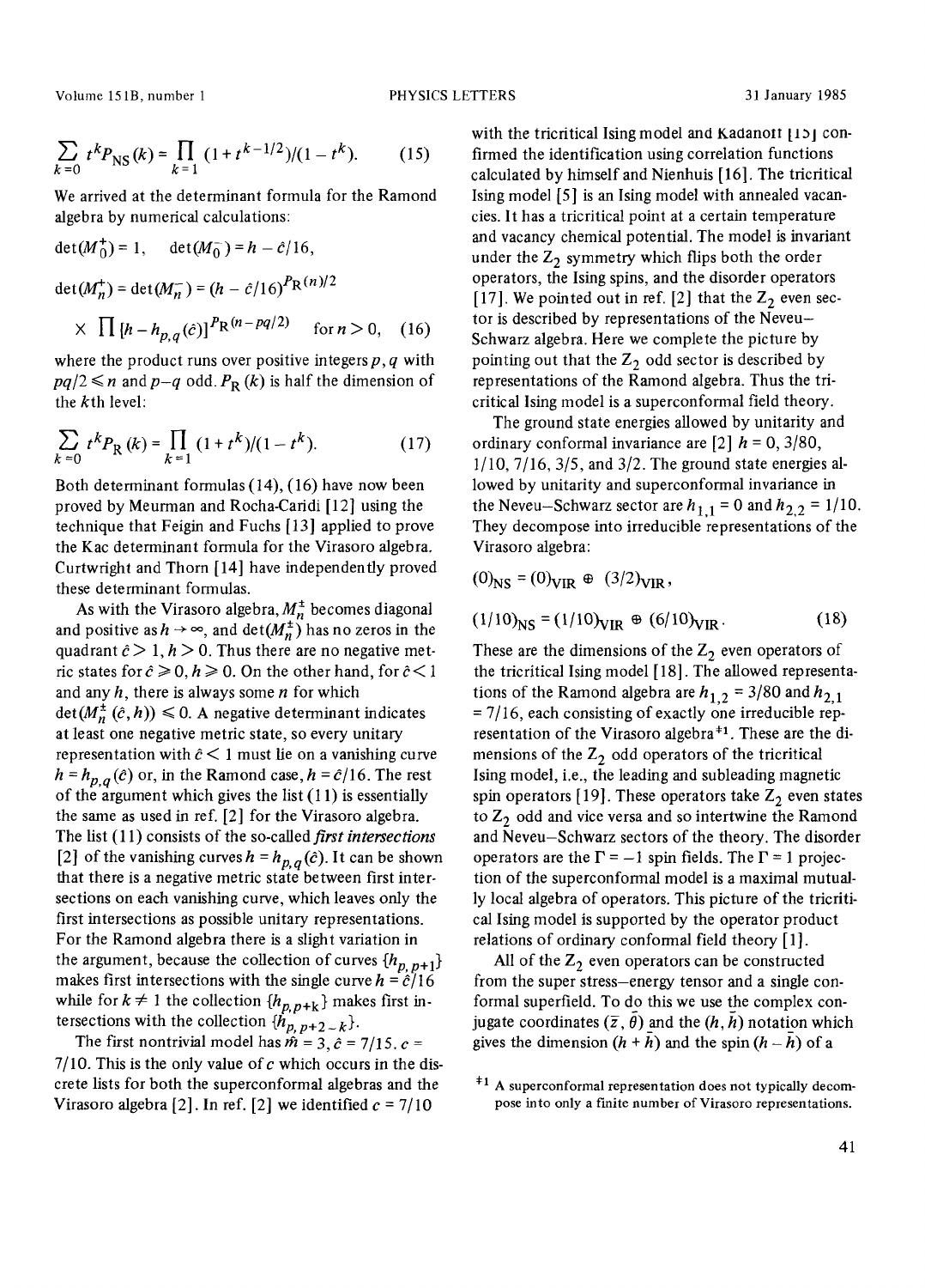$$\sum_{k=0} t^k P_{\mathrm{NS}}(k) = \prod_{k=1} (1 + t^{k-1/2})/(1 - t^k). \qquad (15)$$

We arrived at the determinant formula for the Ramond algebra by numerical calculations:

$$\det(M_0^+) = 1, \quad \det(M_0^-) = h - \hat{c}/16,$$

$$\det(M_n^+) = \det(M_n^-) = (h - \hat{c}/16)^{P_{\mathrm{R}}(n)/2}$$

$$\times \prod [h - h_{p,q}(\hat{c})]^{P_{\mathrm{R}}(n - pq/2)} \quad \text{for } n > 0, \qquad (16)$$

where the product runs over positive integers $p, q$ with $pq/2 \leqslant n$ and $p-q$ odd. $P_{\mathrm{R}}(k)$ is half the dimension of the $k$th level:

$$\sum_{k=0} t^k P_{\mathrm{R}}(k) = \prod_{k=1} (1 + t^k)/(1 - t^k). \qquad (17)$$

Both determinant formulas (14), (16) have now been proved by Meurman and Rocha-Caridi [12] using the technique that Feigin and Fuchs [13] applied to prove the Kac determinant formula for the Virasoro algebra. Curtwright and Thorn [14] have independently proved these determinant formulas.

As with the Virasoro algebra, $M_n^{\pm}$ becomes diagonal and positive as $h \to \infty$, and $\det(M_n^{\pm})$ has no zeros in the quadrant $\hat{c} > 1, h > 0$. Thus there are no negative metric states for $\hat{c} \geqslant 0, h \geqslant 0$. On the other hand, for $\hat{c} < 1$ and any $h$, there is always some $n$ for which $\det(M_n^{\pm}(\hat{c}, h)) \leqslant 0$. A negative determinant indicates at least one negative metric state, so every unitary representation with $\hat{c} < 1$ must lie on a vanishing curve $h = h_{p,q}(\hat{c})$ or, in the Ramond case, $h = \hat{c}/16$. The rest of the argument which gives the list (11) is essentially the same as used in ref. [2] for the Virasoro algebra. The list (11) consists of the so-called *first intersections* [2] of the vanishing curves $h = h_{p,q}(\hat{c})$. It can be shown that there is a negative metric state between first intersections on each vanishing curve, which leaves only the first intersections as possible unitary representations. For the Ramond algebra there is a slight variation in the argument, because the collection of curves $\{h_{p,p+1}\}$ makes first intersections with the single curve $h = \hat{c}/16$ while for $k \neq 1$ the collection $\{h_{p,p+k}\}$ makes first intersections with the collection $\{h_{p,p+2-k}\}$.

The first nontrivial model has $\hat{m} = 3, \hat{c} = 7/15, c = 7/10$. This is the only value of $c$ which occurs in the discrete lists for both the superconformal algebras and the Virasoro algebra [2]. In ref. [2] we identified $c = 7/10$ with the tricritical Ising model and Kadanoff [15] confirmed the identification using correlation functions calculated by himself and Nienhuis [16]. The tricritical Ising model [5] is an Ising model with annealed vacancies. It has a tricritical point at a certain temperature and vacancy chemical potential. The model is invariant under the $Z_2$ symmetry which flips both the order operators, the Ising spins, and the disorder operators [17]. We pointed out in ref. [2] that the $Z_2$ even sector is described by representations of the Neveu–Schwarz algebra. Here we complete the picture by pointing out that the $Z_2$ odd sector is described by representations of the Ramond algebra. Thus the tricritical Ising model is a superconformal field theory.

The ground state energies allowed by unitarity and ordinary conformal invariance are [2] $h = 0, 3/80, 1/10, 7/16, 3/5$, and $3/2$. The ground state energies allowed by unitarity and superconformal invariance in the Neveu–Schwarz sector are $h_{1,1} = 0$ and $h_{2,2} = 1/10$. They decompose into irreducible representations of the Virasoro algebra:

$$(0)_{\mathrm{NS}} = (0)_{\mathrm{VIR}} \oplus (3/2)_{\mathrm{VIR}},$$

$$(1/10)_{\mathrm{NS}} = (1/10)_{\mathrm{VIR}} \oplus (6/10)_{\mathrm{VIR}}. \qquad (18)$$

These are the dimensions of the $Z_2$ even operators of the tricritical Ising model [18]. The allowed representations of the Ramond algebra are $h_{1,2} = 3/80$ and $h_{2,1} = 7/16$, each consisting of exactly one irreducible representation of the Virasoro algebra [‡1]. These are the dimensions of the $Z_2$ odd operators of the tricritical Ising model, i.e., the leading and subleading magnetic spin operators [19]. These operators take $Z_2$ even states to $Z_2$ odd and vice versa and so intertwine the Ramond and Neveu–Schwarz sectors of the theory. The disorder operators are the $\Gamma = -1$ spin fields. The $\Gamma = 1$ projection of the superconformal model is a maximal mutually local algebra of operators. This picture of the tricritical Ising model is supported by the operator product relations of ordinary conformal field theory [1].

All of the $Z_2$ even operators can be constructed from the super stress–energy tensor and a single conformal superfield. To do this we use the complex conjugate coordinates $(\bar{z}, \bar{\theta})$ and the $(h, \bar{h})$ notation which gives the dimension $(h + \bar{h})$ and the spin $(h - \bar{h})$ of a

[‡1] A superconformal representation does not typically decompose into only a finite number of Virasoro representations.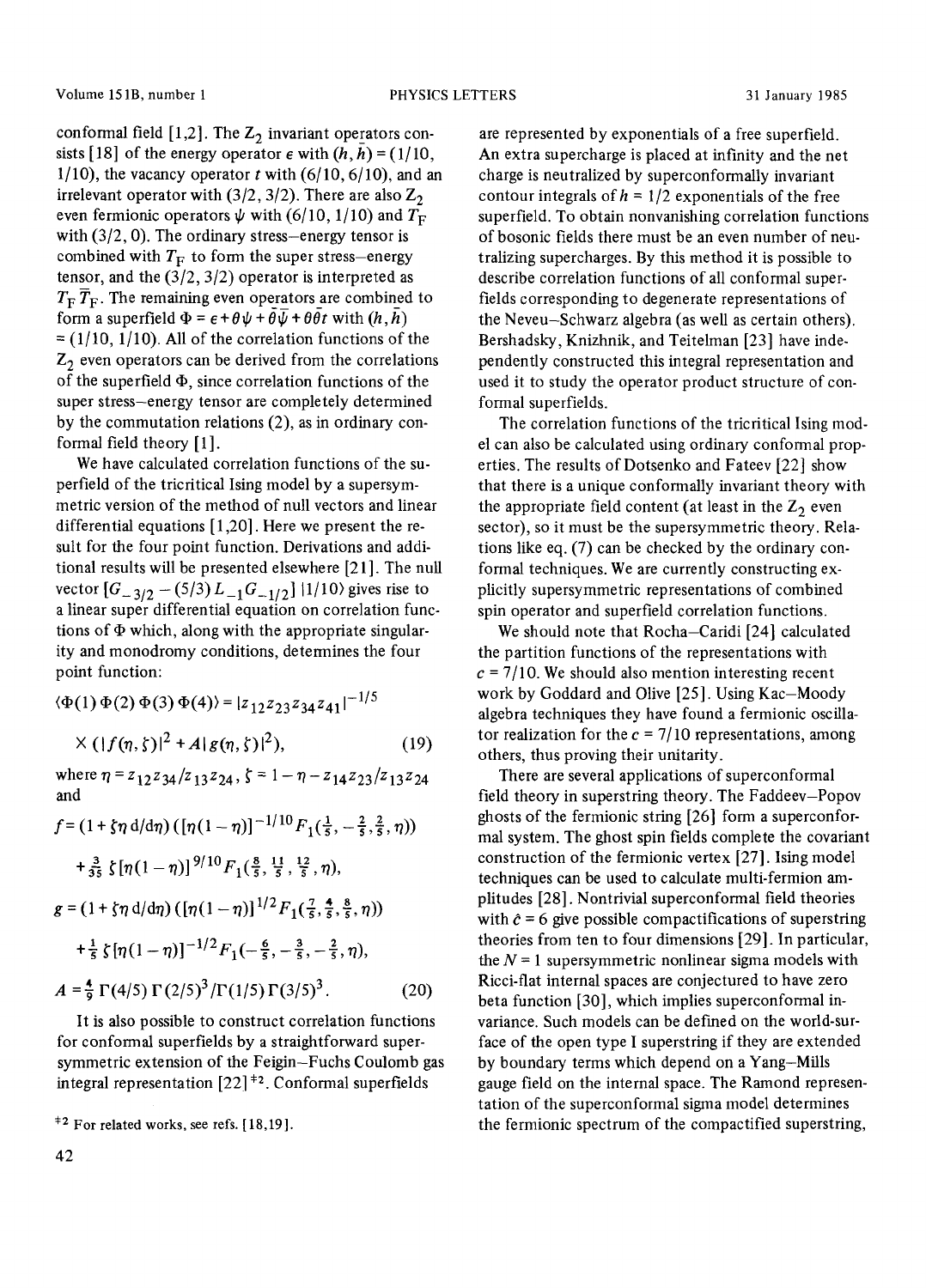conformal field [1,2]. The $Z_2$ invariant operators consists [18] of the energy operator $\epsilon$ with $(h, \bar{h}) = (1/10, 1/10)$, the vacancy operator $t$ with $(6/10, 6/10)$, and an irrelevant operator with $(3/2, 3/2)$. There are also $Z_2$ even fermionic operators $\psi$ with $(6/10, 1/10)$ and $T_F$ with $(3/2, 0)$. The ordinary stress–energy tensor is combined with $T_F$ to form the super stress–energy tensor, and the $(3/2, 3/2)$ operator is interpreted as $T_F \bar{T}_F$. The remaining even operators are combined to form a superfield $\Phi = \epsilon + \theta\psi + \bar{\theta}\bar{\psi} + \theta\bar{\theta}t$ with $(h, \bar{h}) = (1/10, 1/10)$. All of the correlation functions of the $Z_2$ even operators can be derived from the correlations of the superfield $\Phi$, since correlation functions of the super stress–energy tensor are completely determined by the commutation relations (2), as in ordinary conformal field theory [1].

We have calculated correlation functions of the superfield of the tricritical Ising model by a supersymmetric version of the method of null vectors and linear differential equations [1,20]. Here we present the result for the four point function. Derivations and additional results will be presented elsewhere [21]. The null vector $[G_{-3/2} - (5/3)L_{-1}G_{-1/2}]\,|1/10\rangle$ gives rise to a linear super differential equation on correlation functions of $\Phi$ which, along with the appropriate singularity and monodromy conditions, determines the four point function:

$$\langle \Phi(1)\,\Phi(2)\,\Phi(3)\,\Phi(4)\rangle = |z_{12}z_{23}z_{34}z_{41}|^{-1/5} \times (|f(\eta,\zeta)|^2 + A\,|g(\eta,\zeta)|^2), \tag{19}$$

where $\eta = z_{12}z_{34}/z_{13}z_{24}$, $\zeta = 1 - \eta - z_{14}z_{23}/z_{13}z_{24}$ and

$$\begin{aligned}
f &= (1 + \zeta\eta\, \mathrm{d}/\mathrm{d}\eta)\,([\eta(1-\eta)]^{-1/10}F_1(\tfrac{1}{5}, -\tfrac{2}{5}, \tfrac{2}{5}, \eta)) \\
&\quad + \tfrac{3}{35}\,\zeta\,[\eta(1-\eta)]^{9/10}F_1(\tfrac{8}{5}, \tfrac{11}{5}, \tfrac{12}{5}, \eta), \\
g &= (1 + \zeta\eta\, \mathrm{d}/\mathrm{d}\eta)\,([\eta(1-\eta)]^{1/2}F_1(\tfrac{7}{5}, \tfrac{4}{5}, \tfrac{8}{5}, \eta)) \\
&\quad + \tfrac{1}{5}\,\zeta\,[\eta(1-\eta)]^{-1/2}F_1(-\tfrac{6}{5}, -\tfrac{3}{5}, -\tfrac{2}{5}, \eta), \\
A &= \tfrac{4}{9}\,\Gamma(4/5)\,\Gamma(2/5)^3/\Gamma(1/5)\,\Gamma(3/5)^3.
\end{aligned} \tag{20}$$

It is also possible to construct correlation functions for conformal superfields by a straightforward supersymmetric extension of the Feigin–Fuchs Coulomb gas integral representation [22] [‡2]. Conformal superfields are represented by exponentials of a free superfield. An extra supercharge is placed at infinity and the net charge is neutralized by superconformally invariant contour integrals of $h = 1/2$ exponentials of the free superfield. To obtain nonvanishing correlation functions of bosonic fields there must be an even number of neutralizing supercharges. By this method it is possible to describe correlation functions of all conformal superfields corresponding to degenerate representations of the Neveu–Schwarz algebra (as well as certain others). Bershadsky, Knizhnik, and Teitelman [23] have independently constructed this integral representation and used it to study the operator product structure of conformal superfields.

The correlation functions of the tricritical Ising model can also be calculated using ordinary conformal properties. The results of Dotsenko and Fateev [22] show that there is a unique conformally invariant theory with the appropriate field content (at least in the $Z_2$ even sector), so it must be the supersymmetric theory. Relations like eq. (7) can be checked by the ordinary conformal techniques. We are currently constructing explicitly supersymmetric representations of combined spin operator and superfield correlation functions.

We should note that Rocha–Caridi [24] calculated the partition functions of the representations with $c = 7/10$. We should also mention interesting recent work by Goddard and Olive [25]. Using Kac–Moody algebra techniques they have found a fermionic oscillator realization for the $c = 7/10$ representations, among others, thus proving their unitarity.

There are several applications of superconformal field theory in superstring theory. The Faddeev–Popov ghosts of the fermionic string [26] form a superconformal system. The ghost spin fields complete the covariant construction of the fermionic vertex [27]. Ising model techniques can be used to calculate multi-fermion amplitudes [28]. Nontrivial superconformal field theories with $\hat{c} = 6$ give possible compactifications of superstring theories from ten to four dimensions [29]. In particular, the $N = 1$ supersymmetric nonlinear sigma models with Ricci-flat internal spaces are conjectured to have zero beta function [30], which implies superconformal invariance. Such models can be defined on the world-surface of the open type I superstring if they are extended by boundary terms which depend on a Yang–Mills gauge field on the internal space. The Ramond representation of the superconformal sigma model determines the fermionic spectrum of the compactified superstring,

[‡2] For related works, see refs. [18,19].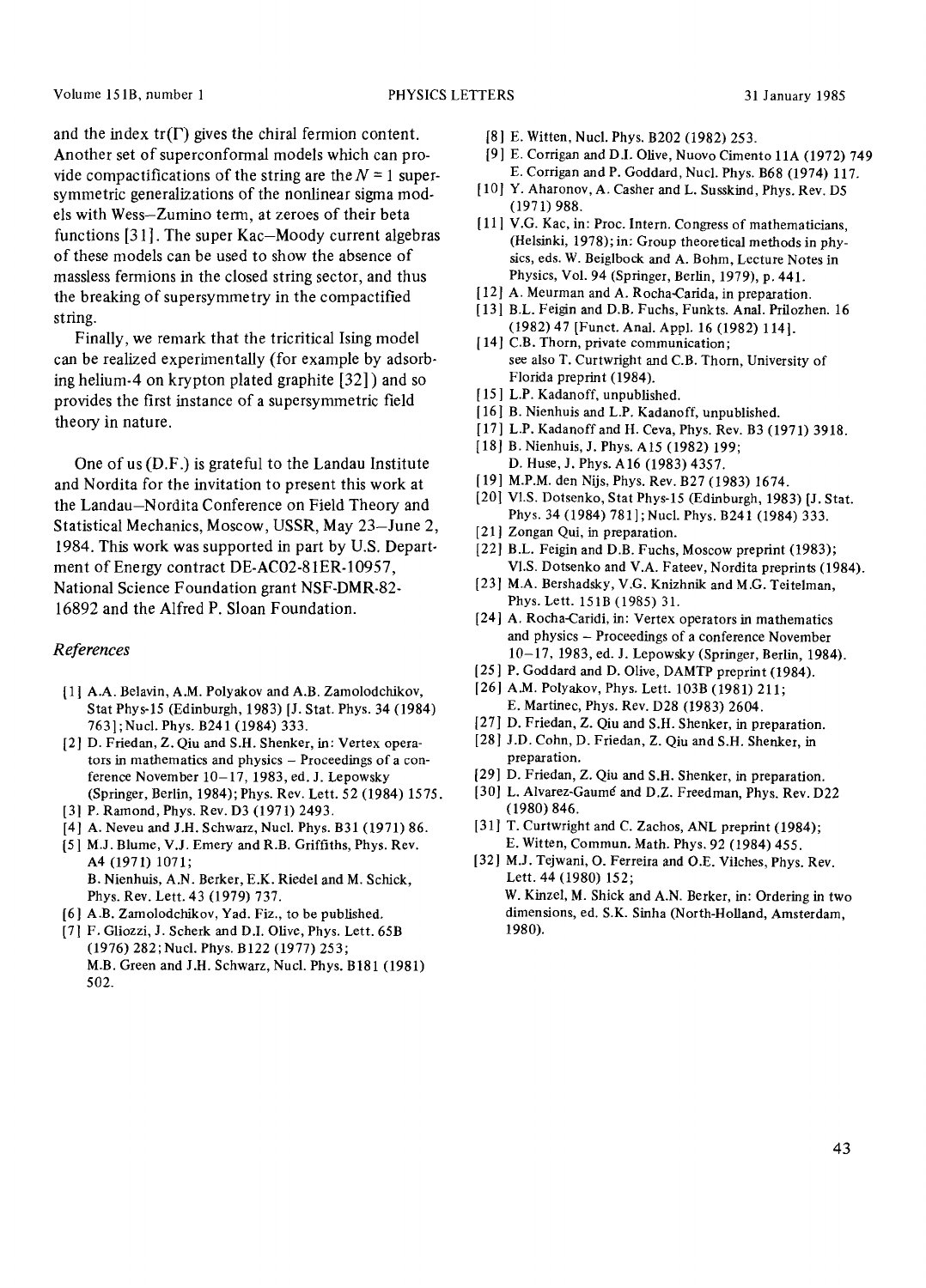and the index tr(Γ) gives the chiral fermion content. Another set of superconformal models which can provide compactifications of the string are the $N = 1$ supersymmetric generalizations of the nonlinear sigma models with Wess–Zumino term, at zeroes of their beta functions [31]. The super Kac–Moody current algebras of these models can be used to show the absence of massless fermions in the closed string sector, and thus the breaking of supersymmetry in the compactified string.

Finally, we remark that the tricritical Ising model can be realized experimentally (for example by adsorbing helium-4 on krypton plated graphite [32]) and so provides the first instance of a supersymmetric field theory in nature.

One of us (D.F.) is grateful to the Landau Institute and Nordita for the invitation to present this work at the Landau–Nordita Conference on Field Theory and Statistical Mechanics, Moscow, USSR, May 23–June 2, 1984. This work was supported in part by U.S. Department of Energy contract DE-AC02-81ER-10957, National Science Foundation grant NSF-DMR-82-16892 and the Alfred P. Sloan Foundation.

## *References*

[1] A.A. Belavin, A.M. Polyakov and A.B. Zamolodchikov, Stat Phys-15 (Edinburgh, 1983) [J. Stat. Phys. 34 (1984) 763]; Nucl. Phys. B241 (1984) 333.

[2] D. Friedan, Z. Qiu and S.H. Shenker, in: Vertex operators in mathematics and physics – Proceedings of a conference November 10–17, 1983, ed. J. Lepowsky (Springer, Berlin, 1984); Phys. Rev. Lett. 52 (1984) 1575.

[3] P. Ramond, Phys. Rev. D3 (1971) 2493.

[4] A. Neveu and J.H. Schwarz, Nucl. Phys. B31 (1971) 86.

[5] M.J. Blume, V.J. Emery and R.B. Griffiths, Phys. Rev. A4 (1971) 1071;
B. Nienhuis, A.N. Berker, E.K. Riedel and M. Schick, Phys. Rev. Lett. 43 (1979) 737.

[6] A.B. Zamolodchikov, Yad. Fiz., to be published.

[7] F. Gliozzi, J. Scherk and D.I. Olive, Phys. Lett. 65B (1976) 282; Nucl. Phys. B122 (1977) 253;
M.B. Green and J.H. Schwarz, Nucl. Phys. B181 (1981) 502.

[8] E. Witten, Nucl. Phys. B202 (1982) 253.

[9] E. Corrigan and D.I. Olive, Nuovo Cimento 11A (1972) 749
E. Corrigan and P. Goddard, Nucl. Phys. B68 (1974) 117.

[10] Y. Aharonov, A. Casher and L. Susskind, Phys. Rev. D5 (1971) 988.

[11] V.G. Kac, in: Proc. Intern. Congress of mathematicians, (Helsinki, 1978); in: Group theoretical methods in physics, eds. W. Beiglbock and A. Bohm, Lecture Notes in Physics, Vol. 94 (Springer, Berlin, 1979), p. 441.

[12] A. Meurman and A. Rocha-Carida, in preparation.

[13] B.L. Feigin and D.B. Fuchs, Funkts. Anal. Prilozhen. 16 (1982) 47 [Funct. Anal. Appl. 16 (1982) 114].

[14] C.B. Thorn, private communication;
see also T. Curtwright and C.B. Thorn, University of Florida preprint (1984).

[15] L.P. Kadanoff, unpublished.

[16] B. Nienhuis and L.P. Kadanoff, unpublished.

[17] L.P. Kadanoff and H. Ceva, Phys. Rev. B3 (1971) 3918.

[18] B. Nienhuis, J. Phys. A15 (1982) 199;
D. Huse, J. Phys. A16 (1983) 4357.

[19] M.P.M. den Nijs, Phys. Rev. B27 (1983) 1674.

[20] Vl.S. Dotsenko, Stat Phys-15 (Edinburgh, 1983) [J. Stat. Phys. 34 (1984) 781]; Nucl. Phys. B241 (1984) 333.

[21] Zongan Qui, in preparation.

[22] B.L. Feigin and D.B. Fuchs, Moscow preprint (1983);
Vl.S. Dotsenko and V.A. Fateev, Nordita preprints (1984).

[23] M.A. Bershadsky, V.G. Knizhnik and M.G. Teitelman, Phys. Lett. 151B (1985) 31.

[24] A. Rocha-Caridi, in: Vertex operators in mathematics and physics – Proceedings of a conference November 10–17, 1983, ed. J. Lepowsky (Springer, Berlin, 1984).

[25] P. Goddard and D. Olive, DAMTP preprint (1984).

[26] A.M. Polyakov, Phys. Lett. 103B (1981) 211;
E. Martinec, Phys. Rev. D28 (1983) 2604.

[27] D. Friedan, Z. Qiu and S.H. Shenker, in preparation.

[28] J.D. Cohn, D. Friedan, Z. Qiu and S.H. Shenker, in preparation.

[29] D. Friedan, Z. Qiu and S.H. Shenker, in preparation.

[30] L. Alvarez-Gaumé and D.Z. Freedman, Phys. Rev. D22 (1980) 846.

[31] T. Curtwright and C. Zachos, ANL preprint (1984);
E. Witten, Commun. Math. Phys. 92 (1984) 455.

[32] M.J. Tejwani, O. Ferreira and O.E. Vilches, Phys. Rev. Lett. 44 (1980) 152;
W. Kinzel, M. Shick and A.N. Berker, in: Ordering in two dimensions, ed. S.K. Sinha (North-Holland, Amsterdam, 1980).